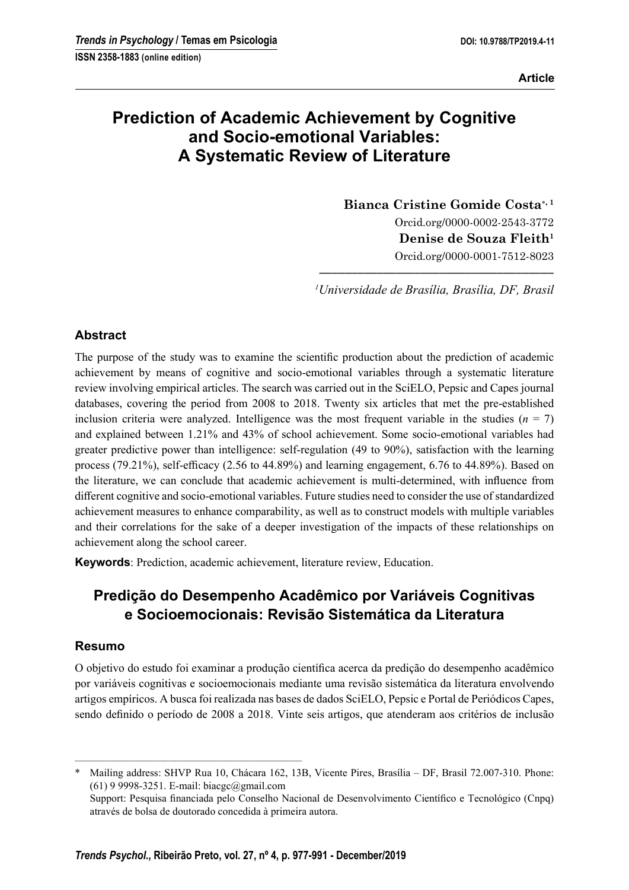Article

# Prediction of Academic Achievement by Cognitive and Socio-emotional Variables: A Systematic Review of Literature

**Bianca Cristine Gomide Costa**[*, 1]
Orcid.org/0000-0002-2543-3772
**Denise de Souza Fleith**[1]
Orcid.org/0000-0001-7512-8023

[1]*Universidade de Brasília, Brasília, DF, Brasil*

## Abstract

The purpose of the study was to examine the scientific production about the prediction of academic achievement by means of cognitive and socio-emotional variables through a systematic literature review involving empirical articles. The search was carried out in the SciELO, Pepsic and Capes journal databases, covering the period from 2008 to 2018. Twenty six articles that met the pre-established inclusion criteria were analyzed. Intelligence was the most frequent variable in the studies ($n$ = 7) and explained between 1.21% and 43% of school achievement. Some socio-emotional variables had greater predictive power than intelligence: self-regulation (49 to 90%), satisfaction with the learning process (79.21%), self-efficacy (2.56 to 44.89%) and learning engagement, 6.76 to 44.89%). Based on the literature, we can conclude that academic achievement is multi-determined, with influence from different cognitive and socio-emotional variables. Future studies need to consider the use of standardized achievement measures to enhance comparability, as well as to construct models with multiple variables and their correlations for the sake of a deeper investigation of the impacts of these relationships on achievement along the school career.

**Keywords**: Prediction, academic achievement, literature review, Education.

## Predição do Desempenho Acadêmico por Variáveis Cognitivas e Socioemocionais: Revisão Sistemática da Literatura

### Resumo

O objetivo do estudo foi examinar a produção científica acerca da predição do desempenho acadêmico por variáveis cognitivas e socioemocionais mediante uma revisão sistemática da literatura envolvendo artigos empíricos. A busca foi realizada nas bases de dados SciELO, Pepsic e Portal de Periódicos Capes, sendo definido o período de 2008 a 2018. Vinte seis artigos, que atenderam aos critérios de inclusão

---

\* Mailing address: SHVP Rua 10, Chácara 162, 13B, Vicente Pires, Brasília – DF, Brasil 72.007-310. Phone: (61) 9 9998-3251. E-mail: biacgc@gmail.com
Support: Pesquisa financiada pelo Conselho Nacional de Desenvolvimento Científico e Tecnológico (Cnpq) através de bolsa de doutorado concedida à primeira autora.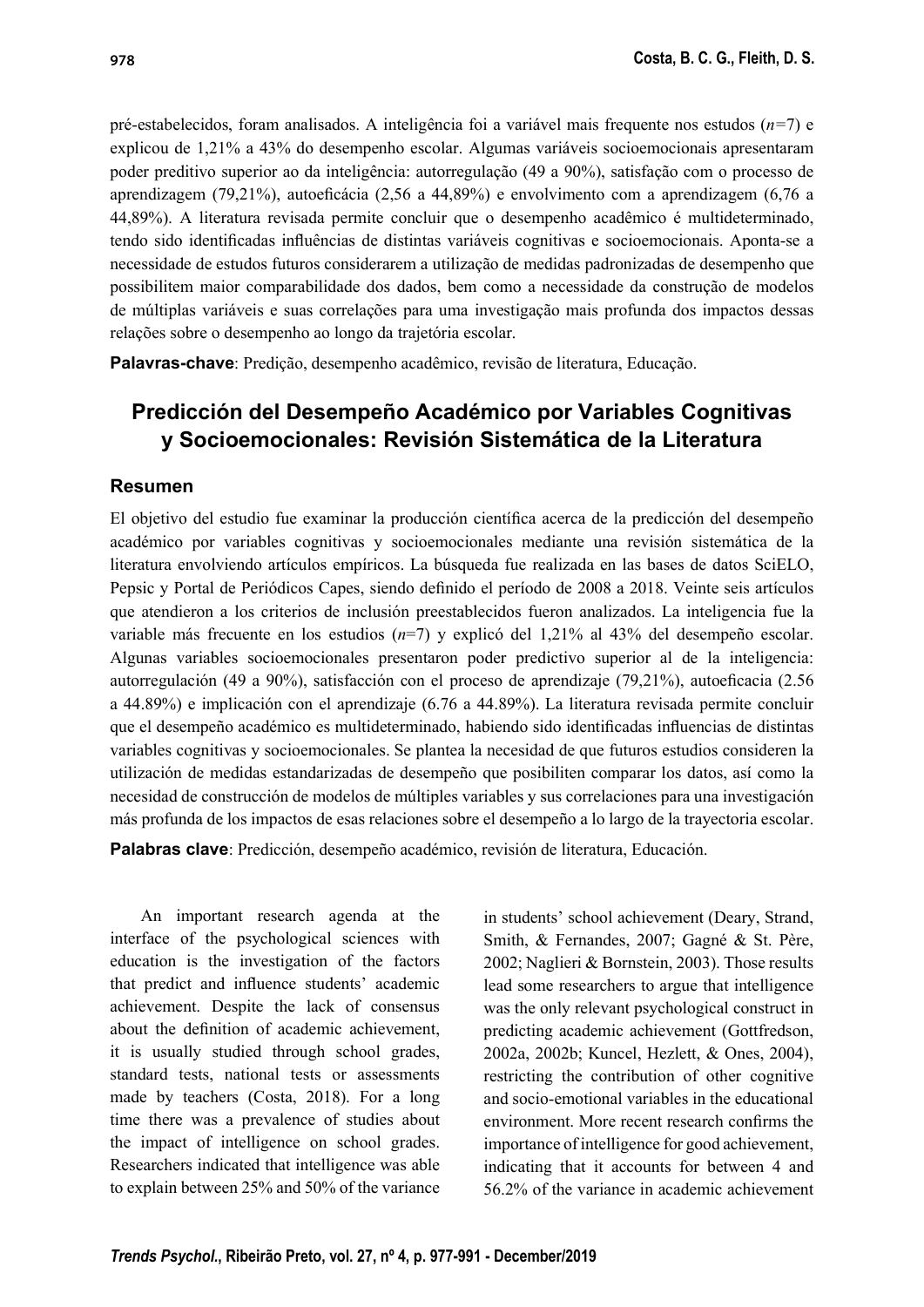pré-estabelecidos, foram analisados. A inteligência foi a variável mais frequente nos estudos (*n*=7) e explicou de 1,21% a 43% do desempenho escolar. Algumas variáveis socioemocionais apresentaram poder preditivo superior ao da inteligência: autorregulação (49 a 90%), satisfação com o processo de aprendizagem (79,21%), autoeficácia (2,56 a 44,89%) e envolvimento com a aprendizagem (6,76 a 44,89%). A literatura revisada permite concluir que o desempenho acadêmico é multideterminado, tendo sido identificadas influências de distintas variáveis cognitivas e socioemocionais. Aponta-se a necessidade de estudos futuros considerarem a utilização de medidas padronizadas de desempenho que possibilitem maior comparabilidade dos dados, bem como a necessidade da construção de modelos de múltiplas variáveis e suas correlações para uma investigação mais profunda dos impactos dessas relações sobre o desempenho ao longo da trajetória escolar.

**Palavras-chave**: Predição, desempenho acadêmico, revisão de literatura, Educação.

## Predicción del Desempeño Académico por Variables Cognitivas y Socioemocionales: Revisión Sistemática de la Literatura

### Resumen

El objetivo del estudio fue examinar la producción científica acerca de la predicción del desempeño académico por variables cognitivas y socioemocionales mediante una revisión sistemática de la literatura envolviendo artículos empíricos. La búsqueda fue realizada en las bases de datos SciELO, Pepsic y Portal de Periódicos Capes, siendo definido el período de 2008 a 2018. Veinte seis artículos que atendieron a los criterios de inclusión preestablecidos fueron analizados. La inteligencia fue la variable más frecuente en los estudios (*n*=7) y explicó del 1,21% al 43% del desempeño escolar. Algunas variables socioemocionales presentaron poder predictivo superior al de la inteligencia: autorregulación (49 a 90%), satisfacción con el proceso de aprendizaje (79,21%), autoeficacia (2.56 a 44.89%) e implicación con el aprendizaje (6.76 a 44.89%). La literatura revisada permite concluir que el desempeño académico es multideterminado, habiendo sido identificadas influencias de distintas variables cognitivas y socioemocionales. Se plantea la necesidad de que futuros estudios consideren la utilización de medidas estandarizadas de desempeño que posibiliten comparar los datos, así como la necesidad de construcción de modelos de múltiples variables y sus correlaciones para una investigación más profunda de los impactos de esas relaciones sobre el desempeño a lo largo de la trayectoria escolar.

**Palabras clave**: Predicción, desempeño académico, revisión de literatura, Educación.

An important research agenda at the interface of the psychological sciences with education is the investigation of the factors that predict and influence students' academic achievement. Despite the lack of consensus about the definition of academic achievement, it is usually studied through school grades, standard tests, national tests or assessments made by teachers (Costa, 2018). For a long time there was a prevalence of studies about the impact of intelligence on school grades. Researchers indicated that intelligence was able to explain between 25% and 50% of the variance in students' school achievement (Deary, Strand, Smith, & Fernandes, 2007; Gagné & St. Père, 2002; Naglieri & Bornstein, 2003). Those results lead some researchers to argue that intelligence was the only relevant psychological construct in predicting academic achievement (Gottfredson, 2002a, 2002b; Kuncel, Hezlett, & Ones, 2004), restricting the contribution of other cognitive and socio-emotional variables in the educational environment. More recent research confirms the importance of intelligence for good achievement, indicating that it accounts for between 4 and 56.2% of the variance in academic achievement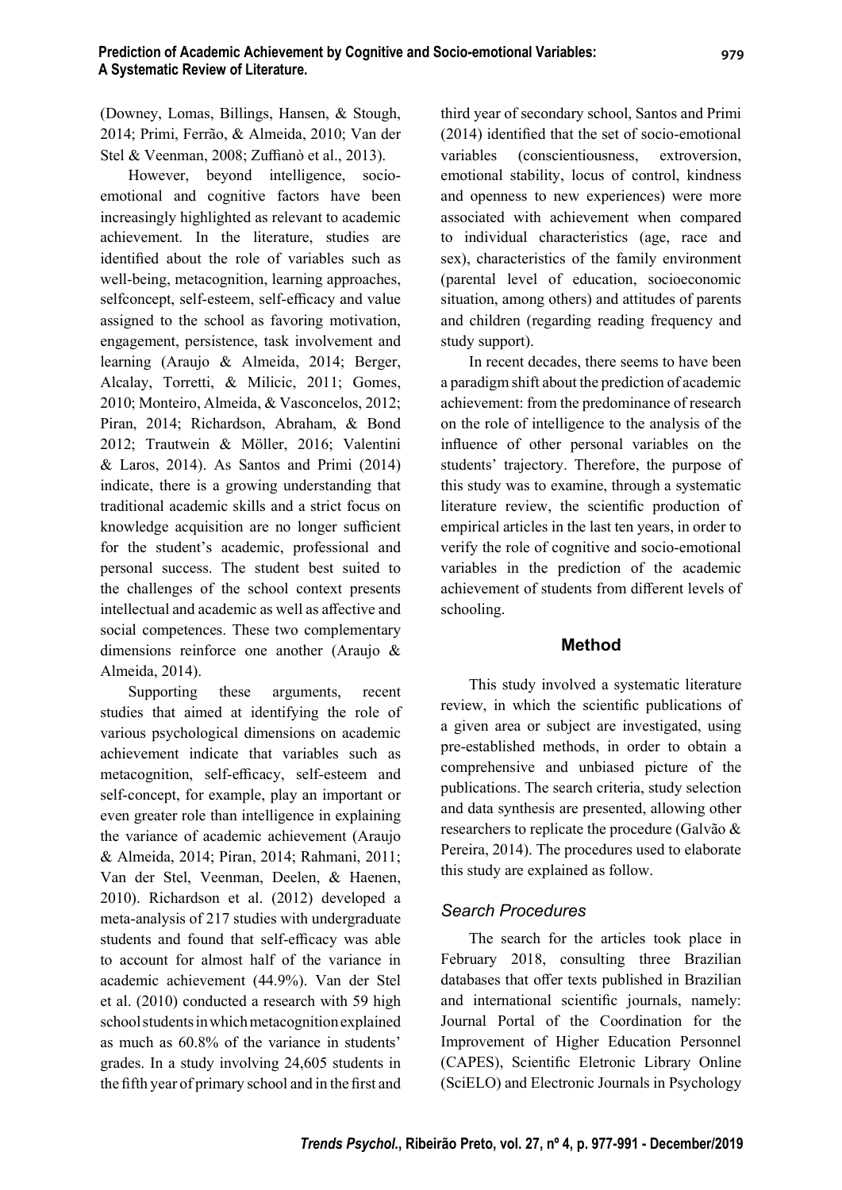(Downey, Lomas, Billings, Hansen, & Stough, 2014; Primi, Ferrão, & Almeida, 2010; Van der Stel & Veenman, 2008; Zuffianò et al., 2013).

However, beyond intelligence, socio-emotional and cognitive factors have been increasingly highlighted as relevant to academic achievement. In the literature, studies are identified about the role of variables such as well-being, metacognition, learning approaches, selfconcept, self-esteem, self-efficacy and value assigned to the school as favoring motivation, engagement, persistence, task involvement and learning (Araujo & Almeida, 2014; Berger, Alcalay, Torretti, & Milicic, 2011; Gomes, 2010; Monteiro, Almeida, & Vasconcelos, 2012; Piran, 2014; Richardson, Abraham, & Bond 2012; Trautwein & Möller, 2016; Valentini & Laros, 2014). As Santos and Primi (2014) indicate, there is a growing understanding that traditional academic skills and a strict focus on knowledge acquisition are no longer sufficient for the student's academic, professional and personal success. The student best suited to the challenges of the school context presents intellectual and academic as well as affective and social competences. These two complementary dimensions reinforce one another (Araujo & Almeida, 2014).

Supporting these arguments, recent studies that aimed at identifying the role of various psychological dimensions on academic achievement indicate that variables such as metacognition, self-efficacy, self-esteem and self-concept, for example, play an important or even greater role than intelligence in explaining the variance of academic achievement (Araujo & Almeida, 2014; Piran, 2014; Rahmani, 2011; Van der Stel, Veenman, Deelen, & Haenen, 2010). Richardson et al. (2012) developed a meta-analysis of 217 studies with undergraduate students and found that self-efficacy was able to account for almost half of the variance in academic achievement (44.9%). Van der Stel et al. (2010) conducted a research with 59 high school students in which metacognition explained as much as 60.8% of the variance in students' grades. In a study involving 24,605 students in the fifth year of primary school and in the first and third year of secondary school, Santos and Primi (2014) identified that the set of socio-emotional variables (conscientiousness, extroversion, emotional stability, locus of control, kindness and openness to new experiences) were more associated with achievement when compared to individual characteristics (age, race and sex), characteristics of the family environment (parental level of education, socioeconomic situation, among others) and attitudes of parents and children (regarding reading frequency and study support).

In recent decades, there seems to have been a paradigm shift about the prediction of academic achievement: from the predominance of research on the role of intelligence to the analysis of the influence of other personal variables on the students' trajectory. Therefore, the purpose of this study was to examine, through a systematic literature review, the scientific production of empirical articles in the last ten years, in order to verify the role of cognitive and socio-emotional variables in the prediction of the academic achievement of students from different levels of schooling.

## Method

This study involved a systematic literature review, in which the scientific publications of a given area or subject are investigated, using pre-established methods, in order to obtain a comprehensive and unbiased picture of the publications. The search criteria, study selection and data synthesis are presented, allowing other researchers to replicate the procedure (Galvão & Pereira, 2014). The procedures used to elaborate this study are explained as follow.

### *Search Procedures*

The search for the articles took place in February 2018, consulting three Brazilian databases that offer texts published in Brazilian and international scientific journals, namely: Journal Portal of the Coordination for the Improvement of Higher Education Personnel (CAPES), Scientific Eletronic Library Online (SciELO) and Electronic Journals in Psychology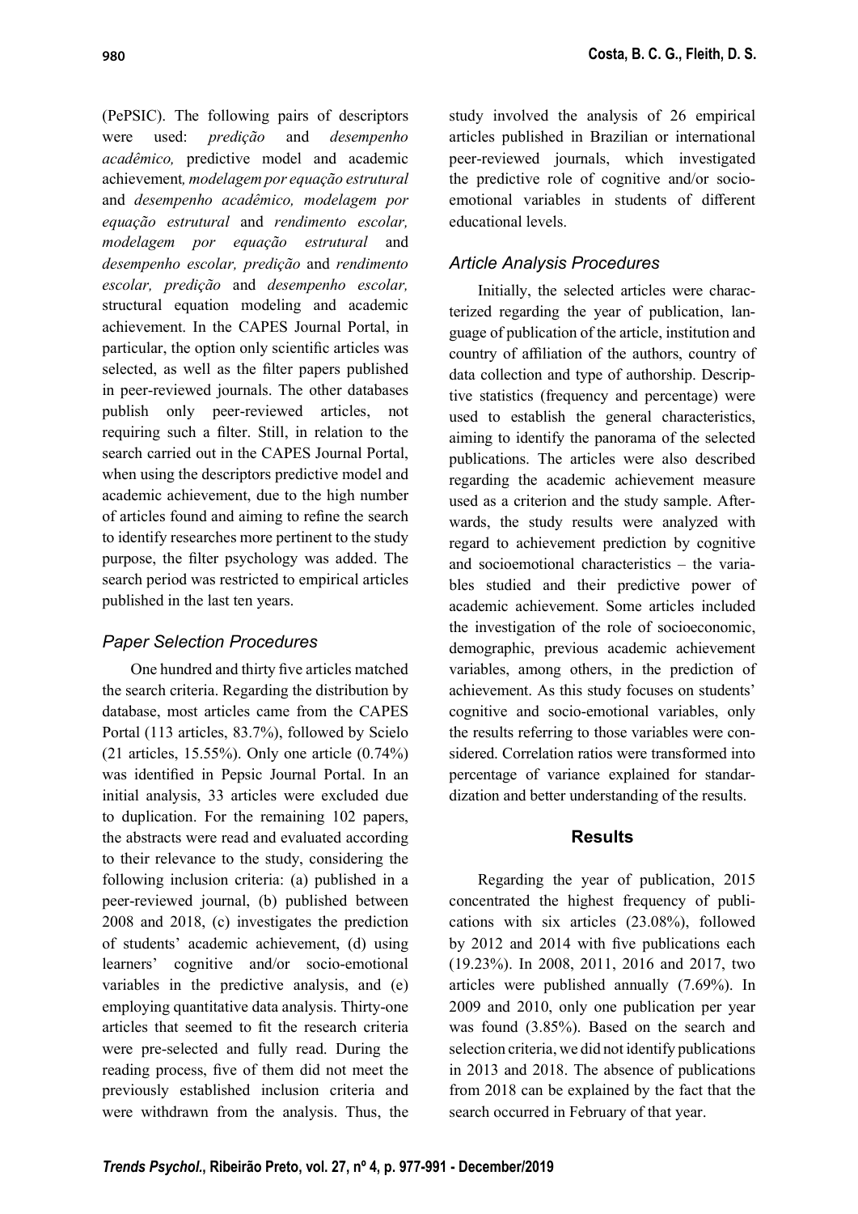(PePSIC). The following pairs of descriptors were used: *predição* and *desempenho acadêmico,* predictive model and academic achievement*, modelagem por equação estrutural* and *desempenho acadêmico, modelagem por equação estrutural* and *rendimento escolar, modelagem por equação estrutural* and *desempenho escolar, predição* and *rendimento escolar, predição* and *desempenho escolar,* structural equation modeling and academic achievement. In the CAPES Journal Portal, in particular, the option only scientific articles was selected, as well as the filter papers published in peer-reviewed journals. The other databases publish only peer-reviewed articles, not requiring such a filter. Still, in relation to the search carried out in the CAPES Journal Portal, when using the descriptors predictive model and academic achievement, due to the high number of articles found and aiming to refine the search to identify researches more pertinent to the study purpose, the filter psychology was added. The search period was restricted to empirical articles published in the last ten years.

### *Paper Selection Procedures*

One hundred and thirty five articles matched the search criteria. Regarding the distribution by database, most articles came from the CAPES Portal (113 articles, 83.7%), followed by Scielo (21 articles, 15.55%). Only one article (0.74%) was identified in Pepsic Journal Portal. In an initial analysis, 33 articles were excluded due to duplication. For the remaining 102 papers, the abstracts were read and evaluated according to their relevance to the study, considering the following inclusion criteria: (a) published in a peer-reviewed journal, (b) published between 2008 and 2018, (c) investigates the prediction of students' academic achievement, (d) using learners' cognitive and/or socio-emotional variables in the predictive analysis, and (e) employing quantitative data analysis. Thirty-one articles that seemed to fit the research criteria were pre-selected and fully read. During the reading process, five of them did not meet the previously established inclusion criteria and were withdrawn from the analysis. Thus, the study involved the analysis of 26 empirical articles published in Brazilian or international peer-reviewed journals, which investigated the predictive role of cognitive and/or socio-emotional variables in students of different educational levels.

### *Article Analysis Procedures*

Initially, the selected articles were characterized regarding the year of publication, language of publication of the article, institution and country of affiliation of the authors, country of data collection and type of authorship. Descriptive statistics (frequency and percentage) were used to establish the general characteristics, aiming to identify the panorama of the selected publications. The articles were also described regarding the academic achievement measure used as a criterion and the study sample. Afterwards, the study results were analyzed with regard to achievement prediction by cognitive and socioemotional characteristics – the variables studied and their predictive power of academic achievement. Some articles included the investigation of the role of socioeconomic, demographic, previous academic achievement variables, among others, in the prediction of achievement. As this study focuses on students' cognitive and socio-emotional variables, only the results referring to those variables were considered. Correlation ratios were transformed into percentage of variance explained for standardization and better understanding of the results.

## Results

Regarding the year of publication, 2015 concentrated the highest frequency of publications with six articles (23.08%), followed by 2012 and 2014 with five publications each (19.23%). In 2008, 2011, 2016 and 2017, two articles were published annually (7.69%). In 2009 and 2010, only one publication per year was found (3.85%). Based on the search and selection criteria, we did not identify publications in 2013 and 2018. The absence of publications from 2018 can be explained by the fact that the search occurred in February of that year.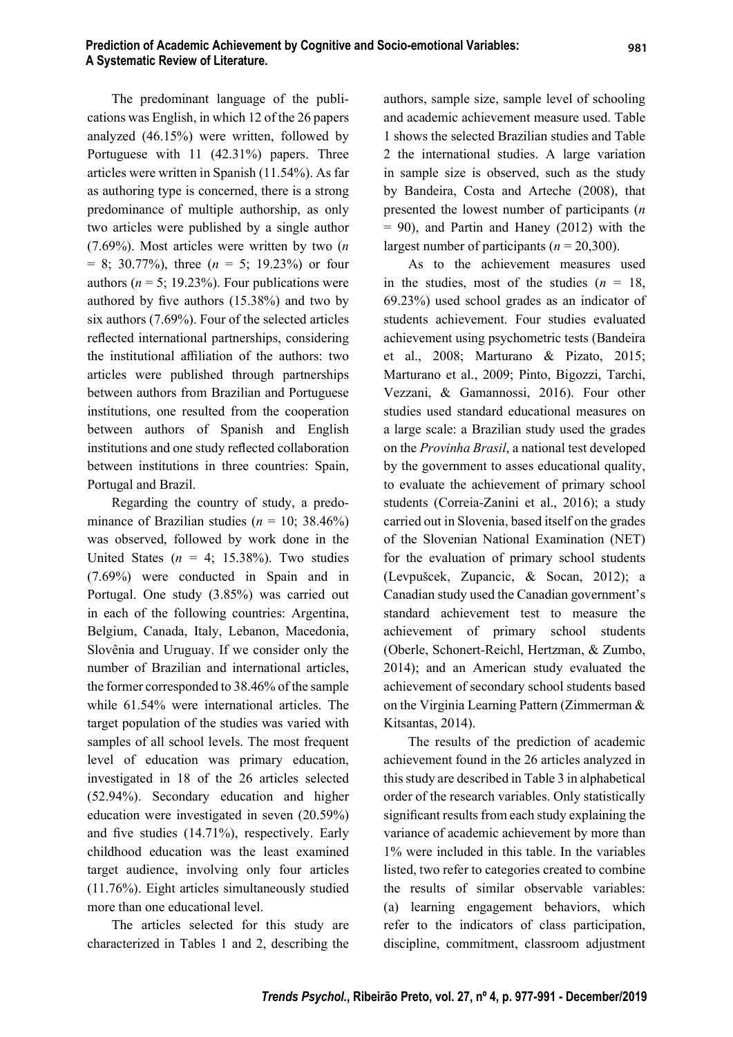The predominant language of the publications was English, in which 12 of the 26 papers analyzed (46.15%) were written, followed by Portuguese with 11 (42.31%) papers. Three articles were written in Spanish (11.54%). As far as authoring type is concerned, there is a strong predominance of multiple authorship, as only two articles were published by a single author (7.69%). Most articles were written by two ($n$ = 8; 30.77%), three ($n$ = 5; 19.23%) or four authors ($n$ = 5; 19.23%). Four publications were authored by five authors (15.38%) and two by six authors (7.69%). Four of the selected articles reflected international partnerships, considering the institutional affiliation of the authors: two articles were published through partnerships between authors from Brazilian and Portuguese institutions, one resulted from the cooperation between authors of Spanish and English institutions and one study reflected collaboration between institutions in three countries: Spain, Portugal and Brazil.

Regarding the country of study, a predominance of Brazilian studies ($n$ = 10; 38.46%) was observed, followed by work done in the United States ($n$ = 4; 15.38%). Two studies (7.69%) were conducted in Spain and in Portugal. One study (3.85%) was carried out in each of the following countries: Argentina, Belgium, Canada, Italy, Lebanon, Macedonia, Slovênia and Uruguay. If we consider only the number of Brazilian and international articles, the former corresponded to 38.46% of the sample while 61.54% were international articles. The target population of the studies was varied with samples of all school levels. The most frequent level of education was primary education, investigated in 18 of the 26 articles selected (52.94%). Secondary education and higher education were investigated in seven (20.59%) and five studies (14.71%), respectively. Early childhood education was the least examined target audience, involving only four articles (11.76%). Eight articles simultaneously studied more than one educational level.

The articles selected for this study are characterized in Tables 1 and 2, describing the authors, sample size, sample level of schooling and academic achievement measure used. Table 1 shows the selected Brazilian studies and Table 2 the international studies. A large variation in sample size is observed, such as the study by Bandeira, Costa and Arteche (2008), that presented the lowest number of participants ($n$ = 90), and Partin and Haney (2012) with the largest number of participants ($n$ = 20,300).

As to the achievement measures used in the studies, most of the studies ($n$ = 18, 69.23%) used school grades as an indicator of students achievement. Four studies evaluated achievement using psychometric tests (Bandeira et al., 2008; Marturano & Pizato, 2015; Marturano et al., 2009; Pinto, Bigozzi, Tarchi, Vezzani, & Gamannossi, 2016). Four other studies used standard educational measures on a large scale: a Brazilian study used the grades on the *Provinha Brasil*, a national test developed by the government to asses educational quality, to evaluate the achievement of primary school students (Correia-Zanini et al., 2016); a study carried out in Slovenia, based itself on the grades of the Slovenian National Examination (NET) for the evaluation of primary school students (Levpušcek, Zupancic, & Socan, 2012); a Canadian study used the Canadian government's standard achievement test to measure the achievement of primary school students (Oberle, Schonert-Reichl, Hertzman, & Zumbo, 2014); and an American study evaluated the achievement of secondary school students based on the Virginia Learning Pattern (Zimmerman & Kitsantas, 2014).

The results of the prediction of academic achievement found in the 26 articles analyzed in this study are described in Table 3 in alphabetical order of the research variables. Only statistically significant results from each study explaining the variance of academic achievement by more than 1% were included in this table. In the variables listed, two refer to categories created to combine the results of similar observable variables: (a) learning engagement behaviors, which refer to the indicators of class participation, discipline, commitment, classroom adjustment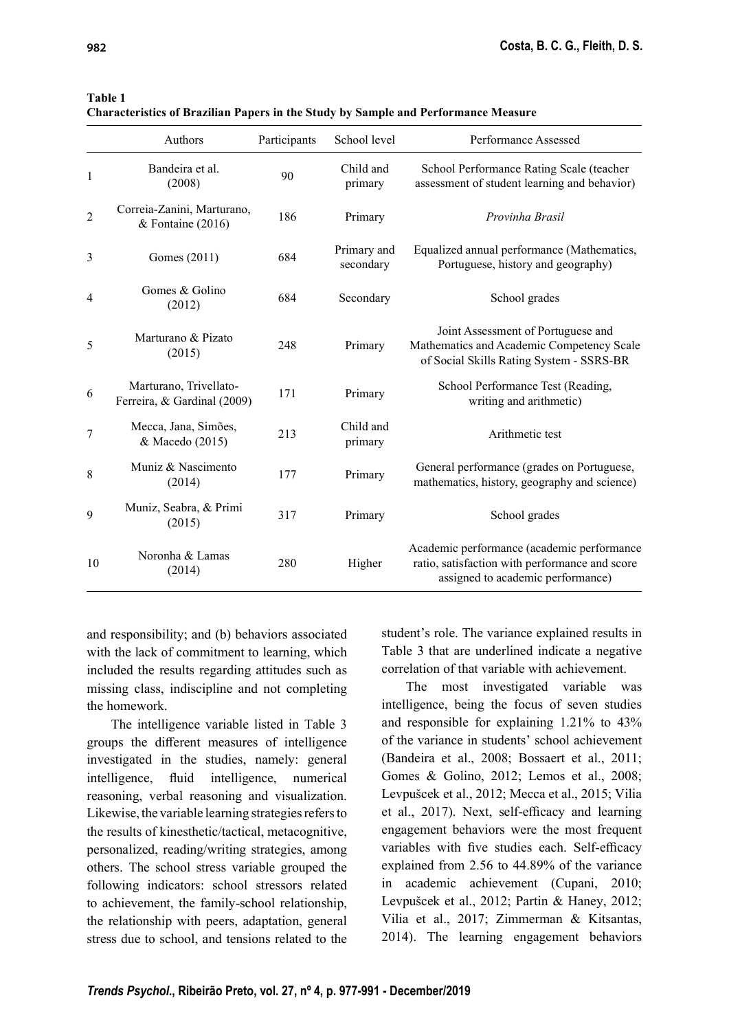**Table 1**
**Characteristics of Brazilian Papers in the Study by Sample and Performance Measure**

| | Authors | Participants | School level | Performance Assessed |
|---|---|---|---|---|
| 1 | Bandeira et al. (2008) | 90 | Child and primary | School Performance Rating Scale (teacher assessment of student learning and behavior) |
| 2 | Correia-Zanini, Marturano, & Fontaine (2016) | 186 | Primary | *Provinha Brasil* |
| 3 | Gomes (2011) | 684 | Primary and secondary | Equalized annual performance (Mathematics, Portuguese, history and geography) |
| 4 | Gomes & Golino (2012) | 684 | Secondary | School grades |
| 5 | Marturano & Pizato (2015) | 248 | Primary | Joint Assessment of Portuguese and Mathematics and Academic Competency Scale of Social Skills Rating System - SSRS-BR |
| 6 | Marturano, Trivellato-Ferreira, & Gardinal (2009) | 171 | Primary | School Performance Test (Reading, writing and arithmetic) |
| 7 | Mecca, Jana, Simões, & Macedo (2015) | 213 | Child and primary | Arithmetic test |
| 8 | Muniz & Nascimento (2014) | 177 | Primary | General performance (grades on Portuguese, mathematics, history, geography and science) |
| 9 | Muniz, Seabra, & Primi (2015) | 317 | Primary | School grades |
| 10 | Noronha & Lamas (2014) | 280 | Higher | Academic performance (academic performance ratio, satisfaction with performance and score assigned to academic performance) |

and responsibility; and (b) behaviors associated with the lack of commitment to learning, which included the results regarding attitudes such as missing class, indiscipline and not completing the homework.

The intelligence variable listed in Table 3 groups the different measures of intelligence investigated in the studies, namely: general intelligence, fluid intelligence, numerical reasoning, verbal reasoning and visualization. Likewise, the variable learning strategies refers to the results of kinesthetic/tactical, metacognitive, personalized, reading/writing strategies, among others. The school stress variable grouped the following indicators: school stressors related to achievement, the family-school relationship, the relationship with peers, adaptation, general stress due to school, and tensions related to the student's role. The variance explained results in Table 3 that are underlined indicate a negative correlation of that variable with achievement.

The most investigated variable was intelligence, being the focus of seven studies and responsible for explaining 1.21% to 43% of the variance in students' school achievement (Bandeira et al., 2008; Bossaert et al., 2011; Gomes & Golino, 2012; Lemos et al., 2008; Levpušcek et al., 2012; Mecca et al., 2015; Vilia et al., 2017). Next, self-efficacy and learning engagement behaviors were the most frequent variables with five studies each. Self-efficacy explained from 2.56 to 44.89% of the variance in academic achievement (Cupani, 2010; Levpušcek et al., 2012; Partin & Haney, 2012; Vilia et al., 2017; Zimmerman & Kitsantas, 2014). The learning engagement behaviors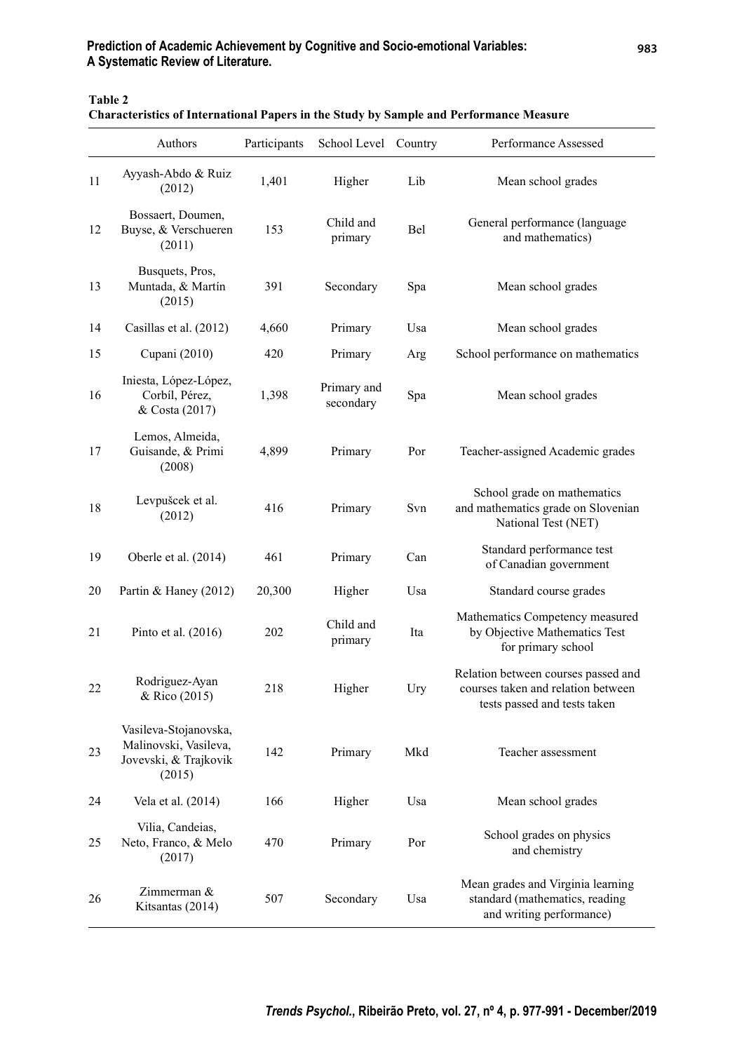**Table 2**
**Characteristics of International Papers in the Study by Sample and Performance Measure**

| | Authors | Participants | School Level | Country | Performance Assessed |
|---|---|---|---|---|---|
| 11 | Ayyash-Abdo & Ruiz (2012) | 1,401 | Higher | Lib | Mean school grades |
| 12 | Bossaert, Doumen, Buyse, & Verschueren (2011) | 153 | Child and primary | Bel | General performance (language and mathematics) |
| 13 | Busquets, Pros, Muntada, & Martín (2015) | 391 | Secondary | Spa | Mean school grades |
| 14 | Casillas et al. (2012) | 4,660 | Primary | Usa | Mean school grades |
| 15 | Cupani (2010) | 420 | Primary | Arg | School performance on mathematics |
| 16 | Iniesta, López-López, Corbíl, Pérez, & Costa (2017) | 1,398 | Primary and secondary | Spa | Mean school grades |
| 17 | Lemos, Almeida, Guisande, & Primi (2008) | 4,899 | Primary | Por | Teacher-assigned Academic grades |
| 18 | Levpušcek et al. (2012) | 416 | Primary | Svn | School grade on mathematics and mathematics grade on Slovenian National Test (NET) |
| 19 | Oberle et al. (2014) | 461 | Primary | Can | Standard performance test of Canadian government |
| 20 | Partin & Haney (2012) | 20,300 | Higher | Usa | Standard course grades |
| 21 | Pinto et al. (2016) | 202 | Child and primary | Ita | Mathematics Competency measured by Objective Mathematics Test for primary school |
| 22 | Rodriguez-Ayan & Rico (2015) | 218 | Higher | Ury | Relation between courses passed and courses taken and relation between tests passed and tests taken |
| 23 | Vasileva-Stojanovska, Malinovski, Vasileva, Jovevski, & Trajkovik (2015) | 142 | Primary | Mkd | Teacher assessment |
| 24 | Vela et al. (2014) | 166 | Higher | Usa | Mean school grades |
| 25 | Vilia, Candeias, Neto, Franco, & Melo (2017) | 470 | Primary | Por | School grades on physics and chemistry |
| 26 | Zimmerman & Kitsantas (2014) | 507 | Secondary | Usa | Mean grades and Virginia learning standard (mathematics, reading and writing performance) |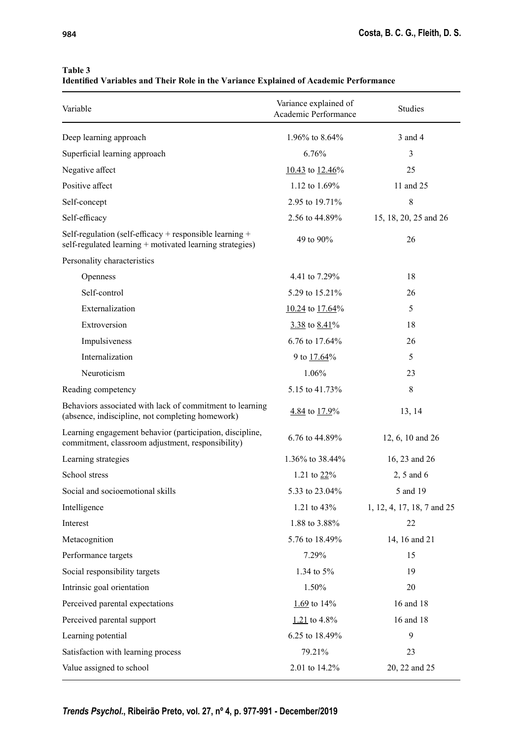**Table 3**
**Identified Variables and Their Role in the Variance Explained of Academic Performance**

| Variable | Variance explained of Academic Performance | Studies |
|---|---|---|
| Deep learning approach | 1.96% to 8.64% | 3 and 4 |
| Superficial learning approach | 6.76% | 3 |
| Negative affect | <u>10.43</u> to <u>12.46</u>% | 25 |
| Positive affect | 1.12 to 1.69% | 11 and 25 |
| Self-concept | 2.95 to 19.71% | 8 |
| Self-efficacy | 2.56 to 44.89% | 15, 18, 20, 25 and 26 |
| Self-regulation (self-efficacy + responsible learning + self-regulated learning + motivated learning strategies) | 49 to 90% | 26 |
| Personality characteristics | | |
| Openness | 4.41 to 7.29% | 18 |
| Self-control | 5.29 to 15.21% | 26 |
| Externalization | <u>10.24</u> to <u>17.64</u>% | 5 |
| Extroversion | <u>3.38</u> to <u>8.41</u>% | 18 |
| Impulsiveness | 6.76 to 17.64% | 26 |
| Internalization | 9 to <u>17.64</u>% | 5 |
| Neuroticism | 1.06% | 23 |
| Reading competency | 5.15 to 41.73% | 8 |
| Behaviors associated with lack of commitment to learning (absence, indiscipline, not completing homework) | <u>4.84</u> to <u>17.9</u>% | 13, 14 |
| Learning engagement behavior (participation, discipline, commitment, classroom adjustment, responsibility) | 6.76 to 44.89% | 12, 6, 10 and 26 |
| Learning strategies | 1.36% to 38.44% | 16, 23 and 26 |
| School stress | 1.21 to <u>22</u>% | 2, 5 and 6 |
| Social and socioemotional skills | 5.33 to 23.04% | 5 and 19 |
| Intelligence | 1.21 to 43% | 1, 12, 4, 17, 18, 7 and 25 |
| Interest | 1.88 to 3.88% | 22 |
| Metacognition | 5.76 to 18.49% | 14, 16 and 21 |
| Performance targets | 7.29% | 15 |
| Social responsibility targets | 1.34 to 5% | 19 |
| Intrinsic goal orientation | 1.50% | 20 |
| Perceived parental expectations | <u>1.69</u> to 14% | 16 and 18 |
| Perceived parental support | <u>1.21</u> to 4.8% | 16 and 18 |
| Learning potential | 6.25 to 18.49% | 9 |
| Satisfaction with learning process | 79.21% | 23 |
| Value assigned to school | 2.01 to 14.2% | 20, 22 and 25 |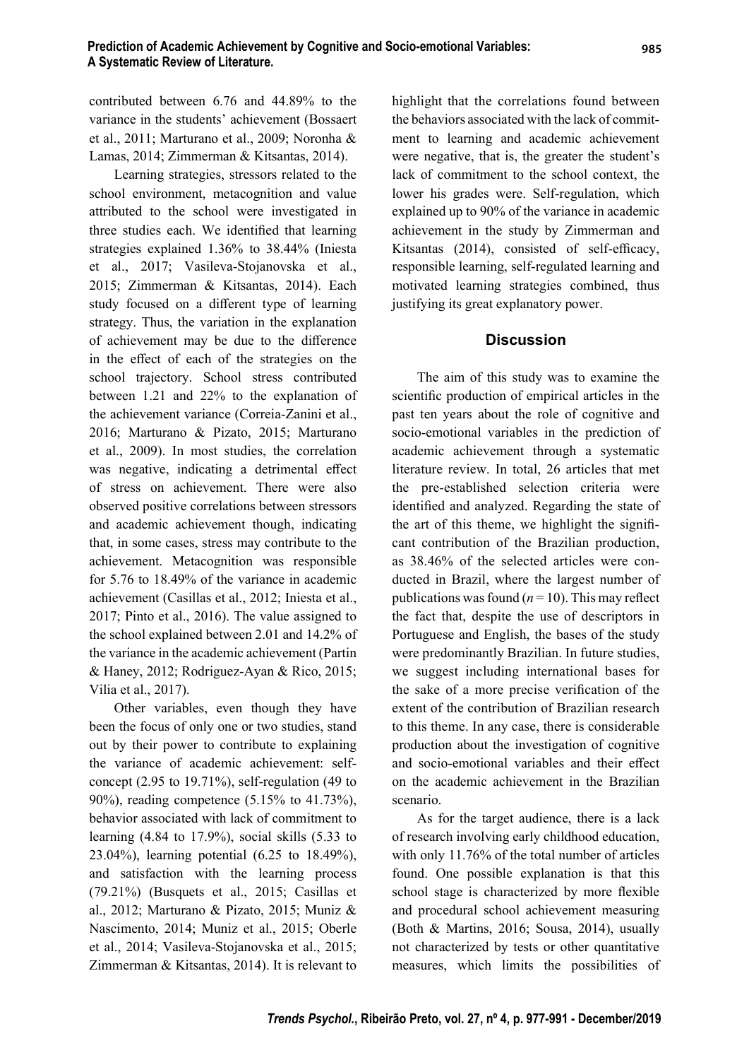contributed between 6.76 and 44.89% to the variance in the students' achievement (Bossaert et al., 2011; Marturano et al., 2009; Noronha & Lamas, 2014; Zimmerman & Kitsantas, 2014).

Learning strategies, stressors related to the school environment, metacognition and value attributed to the school were investigated in three studies each. We identified that learning strategies explained 1.36% to 38.44% (Iniesta et al., 2017; Vasileva-Stojanovska et al., 2015; Zimmerman & Kitsantas, 2014). Each study focused on a different type of learning strategy. Thus, the variation in the explanation of achievement may be due to the difference in the effect of each of the strategies on the school trajectory. School stress contributed between 1.21 and 22% to the explanation of the achievement variance (Correia-Zanini et al., 2016; Marturano & Pizato, 2015; Marturano et al., 2009). In most studies, the correlation was negative, indicating a detrimental effect of stress on achievement. There were also observed positive correlations between stressors and academic achievement though, indicating that, in some cases, stress may contribute to the achievement. Metacognition was responsible for 5.76 to 18.49% of the variance in academic achievement (Casillas et al., 2012; Iniesta et al., 2017; Pinto et al., 2016). The value assigned to the school explained between 2.01 and 14.2% of the variance in the academic achievement (Partin & Haney, 2012; Rodriguez-Ayan & Rico, 2015; Vilia et al., 2017).

Other variables, even though they have been the focus of only one or two studies, stand out by their power to contribute to explaining the variance of academic achievement: self-concept (2.95 to 19.71%), self-regulation (49 to 90%), reading competence (5.15% to 41.73%), behavior associated with lack of commitment to learning (4.84 to 17.9%), social skills (5.33 to 23.04%), learning potential (6.25 to 18.49%), and satisfaction with the learning process (79.21%) (Busquets et al., 2015; Casillas et al., 2012; Marturano & Pizato, 2015; Muniz & Nascimento, 2014; Muniz et al., 2015; Oberle et al., 2014; Vasileva-Stojanovska et al., 2015; Zimmerman & Kitsantas, 2014). It is relevant to highlight that the correlations found between the behaviors associated with the lack of commitment to learning and academic achievement were negative, that is, the greater the student's lack of commitment to the school context, the lower his grades were. Self-regulation, which explained up to 90% of the variance in academic achievement in the study by Zimmerman and Kitsantas (2014), consisted of self-efficacy, responsible learning, self-regulated learning and motivated learning strategies combined, thus justifying its great explanatory power.

## Discussion

The aim of this study was to examine the scientific production of empirical articles in the past ten years about the role of cognitive and socio-emotional variables in the prediction of academic achievement through a systematic literature review. In total, 26 articles that met the pre-established selection criteria were identified and analyzed. Regarding the state of the art of this theme, we highlight the significant contribution of the Brazilian production, as 38.46% of the selected articles were conducted in Brazil, where the largest number of publications was found ($n = 10$). This may reflect the fact that, despite the use of descriptors in Portuguese and English, the bases of the study were predominantly Brazilian. In future studies, we suggest including international bases for the sake of a more precise verification of the extent of the contribution of Brazilian research to this theme. In any case, there is considerable production about the investigation of cognitive and socio-emotional variables and their effect on the academic achievement in the Brazilian scenario.

As for the target audience, there is a lack of research involving early childhood education, with only 11.76% of the total number of articles found. One possible explanation is that this school stage is characterized by more flexible and procedural school achievement measuring (Both & Martins, 2016; Sousa, 2014), usually not characterized by tests or other quantitative measures, which limits the possibilities of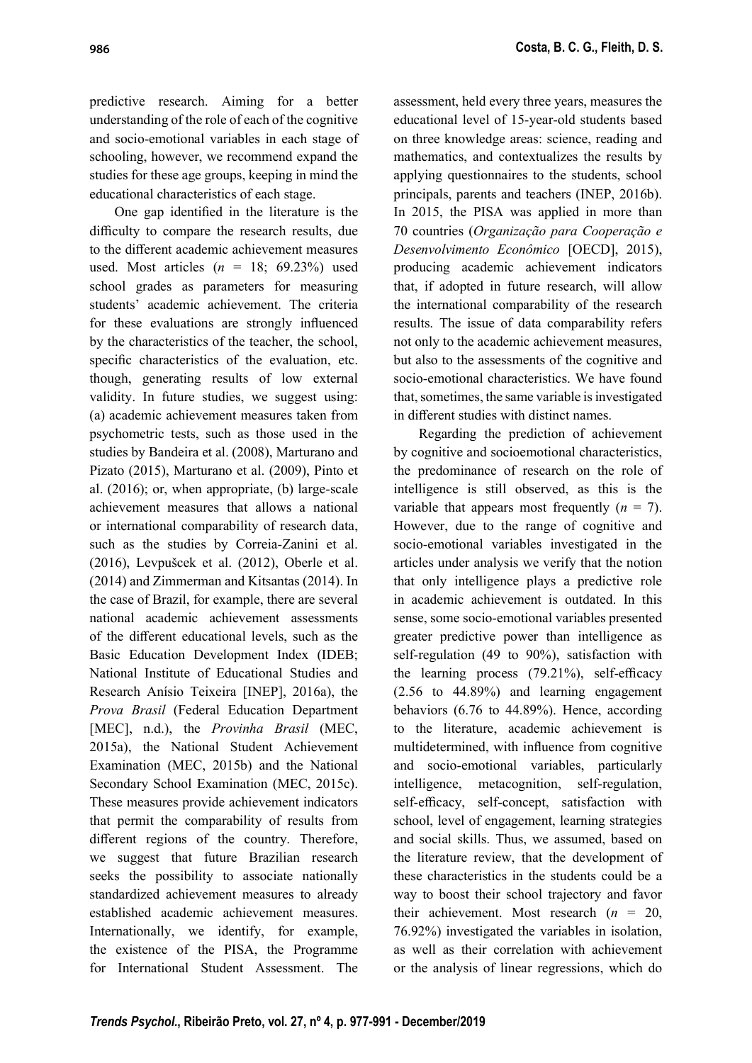predictive research. Aiming for a better understanding of the role of each of the cognitive and socio-emotional variables in each stage of schooling, however, we recommend expand the studies for these age groups, keeping in mind the educational characteristics of each stage.

One gap identified in the literature is the difficulty to compare the research results, due to the different academic achievement measures used. Most articles ($n$ = 18; 69.23%) used school grades as parameters for measuring students' academic achievement. The criteria for these evaluations are strongly influenced by the characteristics of the teacher, the school, specific characteristics of the evaluation, etc. though, generating results of low external validity. In future studies, we suggest using: (a) academic achievement measures taken from psychometric tests, such as those used in the studies by Bandeira et al. (2008), Marturano and Pizato (2015), Marturano et al. (2009), Pinto et al. (2016); or, when appropriate, (b) large-scale achievement measures that allows a national or international comparability of research data, such as the studies by Correia-Zanini et al. (2016), Levpušcek et al. (2012), Oberle et al. (2014) and Zimmerman and Kitsantas (2014). In the case of Brazil, for example, there are several national academic achievement assessments of the different educational levels, such as the Basic Education Development Index (IDEB; National Institute of Educational Studies and Research Anísio Teixeira [INEP], 2016a), the *Prova Brasil* (Federal Education Department [MEC], n.d.), the *Provinha Brasil* (MEC, 2015a), the National Student Achievement Examination (MEC, 2015b) and the National Secondary School Examination (MEC, 2015c). These measures provide achievement indicators that permit the comparability of results from different regions of the country. Therefore, we suggest that future Brazilian research seeks the possibility to associate nationally standardized achievement measures to already established academic achievement measures. Internationally, we identify, for example, the existence of the PISA, the Programme for International Student Assessment. The assessment, held every three years, measures the educational level of 15-year-old students based on three knowledge areas: science, reading and mathematics, and contextualizes the results by applying questionnaires to the students, school principals, parents and teachers (INEP, 2016b). In 2015, the PISA was applied in more than 70 countries (*Organização para Cooperação e Desenvolvimento Econômico* [OECD], 2015), producing academic achievement indicators that, if adopted in future research, will allow the international comparability of the research results. The issue of data comparability refers not only to the academic achievement measures, but also to the assessments of the cognitive and socio-emotional characteristics. We have found that, sometimes, the same variable is investigated in different studies with distinct names.

Regarding the prediction of achievement by cognitive and socioemotional characteristics, the predominance of research on the role of intelligence is still observed, as this is the variable that appears most frequently ($n$ = 7). However, due to the range of cognitive and socio-emotional variables investigated in the articles under analysis we verify that the notion that only intelligence plays a predictive role in academic achievement is outdated. In this sense, some socio-emotional variables presented greater predictive power than intelligence as self-regulation (49 to 90%), satisfaction with the learning process (79.21%), self-efficacy (2.56 to 44.89%) and learning engagement behaviors (6.76 to 44.89%). Hence, according to the literature, academic achievement is multidetermined, with influence from cognitive and socio-emotional variables, particularly intelligence, metacognition, self-regulation, self-efficacy, self-concept, satisfaction with school, level of engagement, learning strategies and social skills. Thus, we assumed, based on the literature review, that the development of these characteristics in the students could be a way to boost their school trajectory and favor their achievement. Most research ($n$ = 20, 76.92%) investigated the variables in isolation, as well as their correlation with achievement or the analysis of linear regressions, which do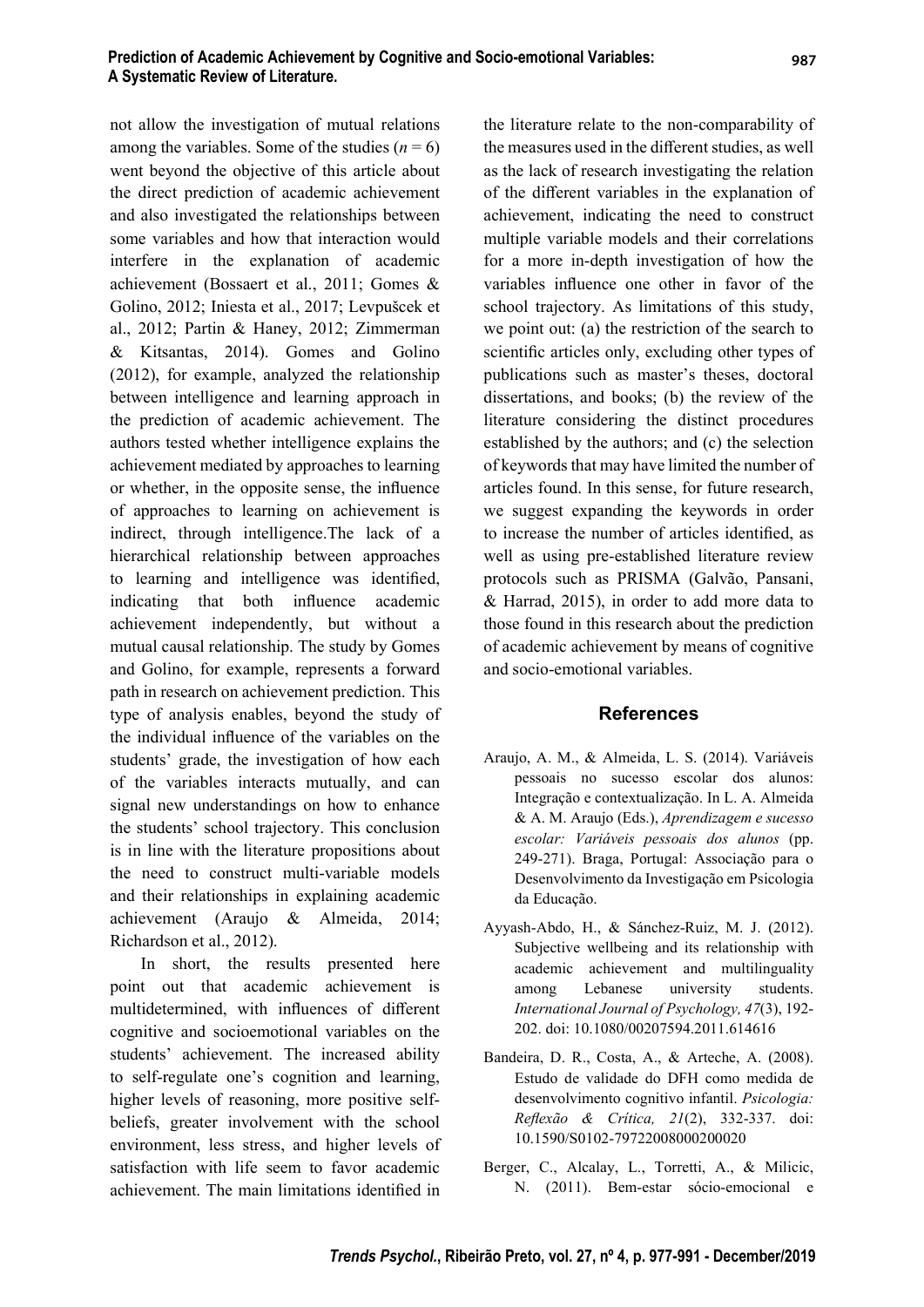not allow the investigation of mutual relations among the variables. Some of the studies ($n = 6$) went beyond the objective of this article about the direct prediction of academic achievement and also investigated the relationships between some variables and how that interaction would interfere in the explanation of academic achievement (Bossaert et al., 2011; Gomes & Golino, 2012; Iniesta et al., 2017; Levpušcek et al., 2012; Partin & Haney, 2012; Zimmerman & Kitsantas, 2014). Gomes and Golino (2012), for example, analyzed the relationship between intelligence and learning approach in the prediction of academic achievement. The authors tested whether intelligence explains the achievement mediated by approaches to learning or whether, in the opposite sense, the influence of approaches to learning on achievement is indirect, through intelligence.The lack of a hierarchical relationship between approaches to learning and intelligence was identified, indicating that both influence academic achievement independently, but without a mutual causal relationship. The study by Gomes and Golino, for example, represents a forward path in research on achievement prediction. This type of analysis enables, beyond the study of the individual influence of the variables on the students' grade, the investigation of how each of the variables interacts mutually, and can signal new understandings on how to enhance the students' school trajectory. This conclusion is in line with the literature propositions about the need to construct multi-variable models and their relationships in explaining academic achievement (Araujo & Almeida, 2014; Richardson et al., 2012).

In short, the results presented here point out that academic achievement is multidetermined, with influences of different cognitive and socioemotional variables on the students' achievement. The increased ability to self-regulate one's cognition and learning, higher levels of reasoning, more positive self-beliefs, greater involvement with the school environment, less stress, and higher levels of satisfaction with life seem to favor academic achievement. The main limitations identified in the literature relate to the non-comparability of the measures used in the different studies, as well as the lack of research investigating the relation of the different variables in the explanation of achievement, indicating the need to construct multiple variable models and their correlations for a more in-depth investigation of how the variables influence one other in favor of the school trajectory. As limitations of this study, we point out: (a) the restriction of the search to scientific articles only, excluding other types of publications such as master's theses, doctoral dissertations, and books; (b) the review of the literature considering the distinct procedures established by the authors; and (c) the selection of keywords that may have limited the number of articles found. In this sense, for future research, we suggest expanding the keywords in order to increase the number of articles identified, as well as using pre-established literature review protocols such as PRISMA (Galvão, Pansani, & Harrad, 2015), in order to add more data to those found in this research about the prediction of academic achievement by means of cognitive and socio-emotional variables.

## References

Araujo, A. M., & Almeida, L. S. (2014). Variáveis pessoais no sucesso escolar dos alunos: Integração e contextualização. In L. A. Almeida & A. M. Araujo (Eds.), *Aprendizagem e sucesso escolar: Variáveis pessoais dos alunos* (pp. 249-271). Braga, Portugal: Associação para o Desenvolvimento da Investigação em Psicologia da Educação.

Ayyash-Abdo, H., & Sánchez-Ruiz, M. J. (2012). Subjective wellbeing and its relationship with academic achievement and multilinguality among Lebanese university students. *International Journal of Psychology, 47*(3), 192-202. doi: 10.1080/00207594.2011.614616

Bandeira, D. R., Costa, A., & Arteche, A. (2008). Estudo de validade do DFH como medida de desenvolvimento cognitivo infantil. *Psicologia: Reflexão & Crítica, 21*(2), 332-337. doi: 10.1590/S0102-79722008000200020

Berger, C., Alcalay, L., Torretti, A., & Milicic, N. (2011). Bem-estar sócio-emocional e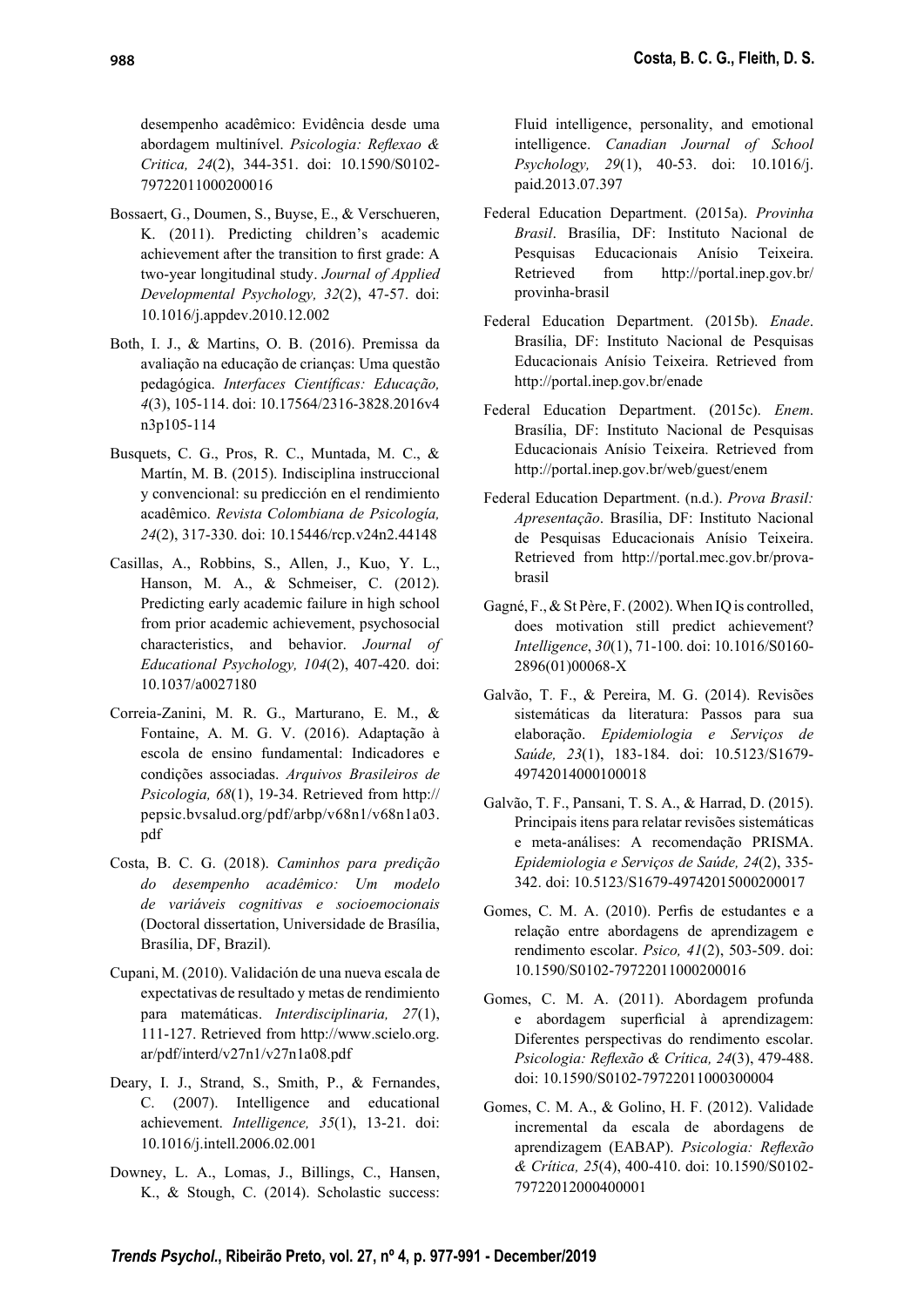desempenho acadêmico: Evidência desde uma abordagem multinível. *Psicologia: Reflexao & Critica, 24*(2), 344-351. doi: 10.1590/S0102-79722011000200016

Bossaert, G., Doumen, S., Buyse, E., & Verschueren, K. (2011). Predicting children's academic achievement after the transition to first grade: A two-year longitudinal study. *Journal of Applied Developmental Psychology, 32*(2), 47-57. doi: 10.1016/j.appdev.2010.12.002

Both, I. J., & Martins, O. B. (2016). Premissa da avaliação na educação de crianças: Uma questão pedagógica. *Interfaces Científicas: Educação, 4*(3), 105-114. doi: 10.17564/2316-3828.2016v4n3p105-114

Busquets, C. G., Pros, R. C., Muntada, M. C., & Martín, M. B. (2015). Indisciplina instruccional y convencional: su predicción en el rendimiento acadêmico. *Revista Colombiana de Psicología, 24*(2), 317-330. doi: 10.15446/rcp.v24n2.44148

Casillas, A., Robbins, S., Allen, J., Kuo, Y. L., Hanson, M. A., & Schmeiser, C. (2012). Predicting early academic failure in high school from prior academic achievement, psychosocial characteristics, and behavior. *Journal of Educational Psychology, 104*(2), 407-420. doi: 10.1037/a0027180

Correia-Zanini, M. R. G., Marturano, E. M., & Fontaine, A. M. G. V. (2016). Adaptação à escola de ensino fundamental: Indicadores e condições associadas. *Arquivos Brasileiros de Psicologia, 68*(1), 19-34. Retrieved from http://pepsic.bvsalud.org/pdf/arbp/v68n1/v68n1a03.pdf

Costa, B. C. G. (2018). *Caminhos para predição do desempenho acadêmico: Um modelo de variáveis cognitivas e socioemocionais* (Doctoral dissertation, Universidade de Brasília, Brasília, DF, Brazil).

Cupani, M. (2010). Validación de una nueva escala de expectativas de resultado y metas de rendimiento para matemáticas. *Interdisciplinaria, 27*(1), 111-127. Retrieved from http://www.scielo.org.ar/pdf/interd/v27n1/v27n1a08.pdf

Deary, I. J., Strand, S., Smith, P., & Fernandes, C. (2007). Intelligence and educational achievement. *Intelligence, 35*(1), 13-21. doi: 10.1016/j.intell.2006.02.001

Downey, L. A., Lomas, J., Billings, C., Hansen, K., & Stough, C. (2014). Scholastic success: Fluid intelligence, personality, and emotional intelligence. *Canadian Journal of School Psychology, 29*(1), 40-53. doi: 10.1016/j.paid.2013.07.397

Federal Education Department. (2015a). *Provinha Brasil*. Brasília, DF: Instituto Nacional de Pesquisas Educacionais Anísio Teixeira. Retrieved from http://portal.inep.gov.br/provinha-brasil

Federal Education Department. (2015b). *Enade*. Brasília, DF: Instituto Nacional de Pesquisas Educacionais Anísio Teixeira. Retrieved from http://portal.inep.gov.br/enade

Federal Education Department. (2015c). *Enem*. Brasília, DF: Instituto Nacional de Pesquisas Educacionais Anísio Teixeira. Retrieved from http://portal.inep.gov.br/web/guest/enem

Federal Education Department. (n.d.). *Prova Brasil: Apresentação*. Brasília, DF: Instituto Nacional de Pesquisas Educacionais Anísio Teixeira. Retrieved from http://portal.mec.gov.br/prova-brasil

Gagné, F., & St Père, F. (2002). When IQ is controlled, does motivation still predict achievement? *Intelligence*, *30*(1), 71-100. doi: 10.1016/S0160-2896(01)00068-X

Galvão, T. F., & Pereira, M. G. (2014). Revisões sistemáticas da literatura: Passos para sua elaboração. *Epidemiologia e Serviços de Saúde, 23*(1), 183-184. doi: 10.5123/S1679-49742014000100018

Galvão, T. F., Pansani, T. S. A., & Harrad, D. (2015). Principais itens para relatar revisões sistemáticas e meta-análises: A recomendação PRISMA. *Epidemiologia e Serviços de Saúde, 24*(2), 335-342. doi: 10.5123/S1679-49742015000200017

Gomes, C. M. A. (2010). Perfis de estudantes e a relação entre abordagens de aprendizagem e rendimento escolar. *Psico, 41*(2), 503-509. doi: 10.1590/S0102-79722011000200016

Gomes, C. M. A. (2011). Abordagem profunda e abordagem superficial à aprendizagem: Diferentes perspectivas do rendimento escolar. *Psicologia: Reflexão & Crítica, 24*(3), 479-488. doi: 10.1590/S0102-79722011000300004

Gomes, C. M. A., & Golino, H. F. (2012). Validade incremental da escala de abordagens de aprendizagem (EABAP). *Psicologia: Reflexão & Crítica, 25*(4), 400-410. doi: 10.1590/S0102-79722012000400001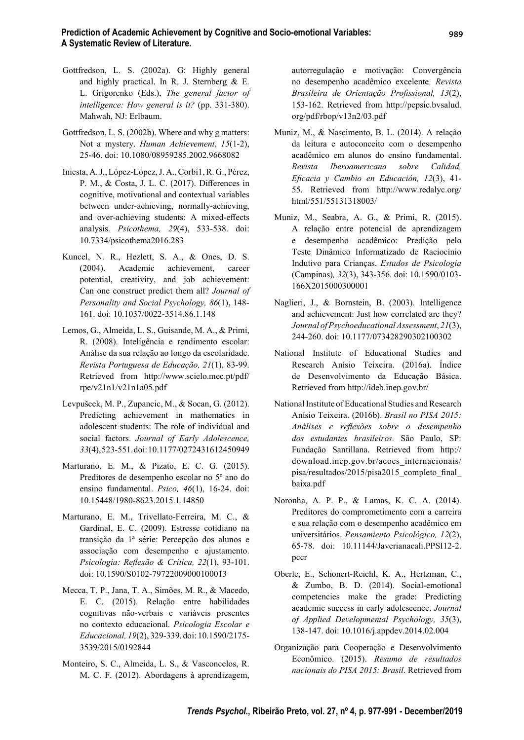Gottfredson, L. S. (2002a). G: Highly general and highly practical. In R. J. Sternberg & E. L. Grigorenko (Eds.), *The general factor of intelligence: How general is it?* (pp. 331-380). Mahwah, NJ: Erlbaum.

Gottfredson, L. S. (2002b). Where and why g matters: Not a mystery. *Human Achievement*, *15*(1-2), 25-46. doi: 10.1080/08959285.2002.9668082

Iniesta, A. J., López-López, J. A., Corbí1, R. G., Pérez, P. M., & Costa, J. L. C. (2017). Differences in cognitive, motivational and contextual variables between under-achieving, normally-achieving, and over-achieving students: A mixed-effects analysis. *Psicothema, 29*(4), 533-538. doi: 10.7334/psicothema2016.283

Kuncel, N. R., Hezlett, S. A., & Ones, D. S. (2004). Academic achievement, career potential, creativity, and job achievement: Can one construct predict them all? *Journal of Personality and Social Psychology, 86*(1), 148-161. doi: 10.1037/0022-3514.86.1.148

Lemos, G., Almeida, L. S., Guisande, M. A., & Primi, R. (2008). Inteligência e rendimento escolar: Análise da sua relação ao longo da escolaridade. *Revista Portuguesa de Educação, 21*(1), 83-99. Retrieved from http://www.scielo.mec.pt/pdf/rpe/v21n1/v21n1a05.pdf

Levpušcek, M. P., Zupancic, M., & Socan, G. (2012). Predicting achievement in mathematics in adolescent students: The role of individual and social factors. *Journal of Early Adolescence, 33*(4), 523-551. doi: 10.1177/0272431612450949

Marturano, E. M., & Pizato, E. C. G. (2015). Preditores de desempenho escolar no 5º ano do ensino fundamental. *Psico, 46*(1), 16-24. doi: 10.15448/1980-8623.2015.1.14850

Marturano, E. M., Trivellato-Ferreira, M. C., & Gardinal, E. C. (2009). Estresse cotidiano na transição da 1ª série: Percepção dos alunos e associação com desempenho e ajustamento. *Psicologia: Reflexão & Crítica, 22*(1), 93-101. doi: 10.1590/S0102-79722009000100013

Mecca, T. P., Jana, T. A., Simões, M. R., & Macedo, E. C. (2015). Relação entre habilidades cognitivas não-verbais e variáveis presentes no contexto educacional. *Psicologia Escolar e Educacional, 19*(2), 329-339. doi: 10.1590/2175-3539/2015/0192844

Monteiro, S. C., Almeida, L. S., & Vasconcelos, R. M. C. F. (2012). Abordagens à aprendizagem, autorregulação e motivação: Convergência no desempenho acadêmico excelente. *Revista Brasileira de Orientação Profissional, 13*(2), 153-162. Retrieved from http://pepsic.bvsalud.org/pdf/rbop/v13n2/03.pdf

Muniz, M., & Nascimento, B. L. (2014). A relação da leitura e autoconceito com o desempenho acadêmico em alunos do ensino fundamental. *Revista Iberoamericana sobre Calidad, Eficacia y Cambio en Educación, 12*(3), 41-55. Retrieved from http://www.redalyc.org/html/551/55131318003/

Muniz, M., Seabra, A. G., & Primi, R. (2015). A relação entre potencial de aprendizagem e desempenho acadêmico: Predição pelo Teste Dinâmico Informatizado de Raciocínio Indutivo para Crianças. *Estudos de Psicologia* (Campinas)*, 32*(3), 343-356. doi: 10.1590/0103-166X2015000300001

Naglieri, J., & Bornstein, B. (2003). Intelligence and achievement: Just how correlated are they? *Journal of Psychoeducational Assessment*, *21*(3), 244-260. doi: 10.1177/073428290302100302

National Institute of Educational Studies and Research Anísio Teixeira. (2016a). Índice de Desenvolvimento da Educação Básica. Retrieved from http://ideb.inep.gov.br/

National Institute of Educational Studies and Research Anísio Teixeira. (2016b). *Brasil no PISA 2015: Análises e reflexões sobre o desempenho dos estudantes brasileiros.* São Paulo, SP: Fundação Santillana. Retrieved from http://download.inep.gov.br/acoes_internacionais/pisa/resultados/2015/pisa2015_completo_final_baixa.pdf

Noronha, A. P. P., & Lamas, K. C. A. (2014). Preditores do comprometimento com a carreira e sua relação com o desempenho acadêmico em universitários. *Pensamiento Psicológico, 12*(2), 65-78. doi: 10.11144/Javerianacali.PPSI12-2.pccr

Oberle, E., Schonert-Reichl, K. A., Hertzman, C., & Zumbo, B. D. (2014). Social-emotional competencies make the grade: Predicting academic success in early adolescence. *Journal of Applied Developmental Psychology, 35*(3), 138-147. doi: 10.1016/j.appdev.2014.02.004

Organização para Cooperação e Desenvolvimento Econômico. (2015). *Resumo de resultados nacionais do PISA 2015: Brasil*. Retrieved from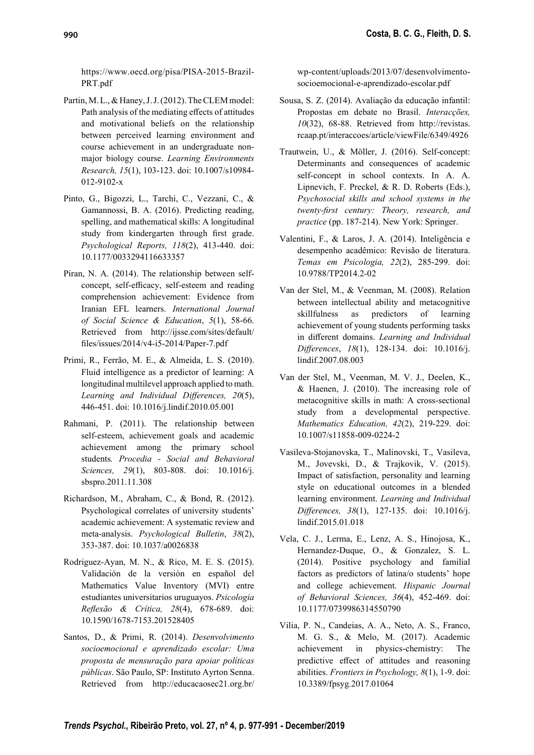https://www.oecd.org/pisa/PISA-2015-Brazil-PRT.pdf

Partin, M. L., & Haney, J. J. (2012). The CLEM model: Path analysis of the mediating effects of attitudes and motivational beliefs on the relationship between perceived learning environment and course achievement in an undergraduate non-major biology course. *Learning Environments Research, 15*(1), 103-123. doi: 10.1007/s10984-012-9102-x

Pinto, G., Bigozzi, L., Tarchi, C., Vezzani, C., & Gamannossi, B. A. (2016). Predicting reading, spelling, and mathematical skills: A longitudinal study from kindergarten through first grade. *Psychological Reports, 118*(2), 413-440. doi: 10.1177/0033294116633357

Piran, N. A. (2014). The relationship between self-concept, self-efficacy, self-esteem and reading comprehension achievement: Evidence from Iranian EFL learners. *International Journal of Social Science & Education*, *5*(1), 58-66. Retrieved from http://ijsse.com/sites/default/files/issues/2014/v4-i5-2014/Paper-7.pdf

Primi, R., Ferrão, M. E., & Almeida, L. S. (2010). Fluid intelligence as a predictor of learning: A longitudinal multilevel approach applied to math. *Learning and Individual Differences, 20*(5), 446-451. doi: 10.1016/j.lindif.2010.05.001

Rahmani, P. (2011). The relationship between self-esteem, achievement goals and academic achievement among the primary school students*. Procedia - Social and Behavioral Sciences, 29*(1), 803-808. doi: 10.1016/j.sbspro.2011.11.308

Richardson, M., Abraham, C., & Bond, R. (2012). Psychological correlates of university students' academic achievement: A systematic review and meta-analysis. *Psychological Bulletin*, *38*(2), 353-387. doi: 10.1037/a0026838

Rodriguez-Ayan, M. N., & Rico, M. E. S. (2015). Validación de la versión en español del Mathematics Value Inventory (MVI) entre estudiantes universitarios uruguayos. *Psicologia Reflexão & Crítica, 28*(4), 678-689. doi: 10.1590/1678-7153.201528405

Santos, D., & Primi, R. (2014). *Desenvolvimento socioemocional e aprendizado escolar: Uma proposta de mensuração para apoiar políticas públicas*. São Paulo, SP: Instituto Ayrton Senna. Retrieved from http://educacaosec21.org.br/wp-content/uploads/2013/07/desenvolvimento-socioemocional-e-aprendizado-escolar.pdf

Sousa, S. Z. (2014). Avaliação da educação infantil: Propostas em debate no Brasil. *Interacções, 10*(32), 68-88. Retrieved from http://revistas.rcaap.pt/interaccoes/article/viewFile/6349/4926

Trautwein, U., & Möller, J. (2016). Self-concept: Determinants and consequences of academic self-concept in school contexts. In A. A. Lipnevich, F. Preckel, & R. D. Roberts (Eds.), *Psychosocial skills and school systems in the twenty-first century: Theory, research, and practice* (pp. 187-214). New York: Springer.

Valentini, F., & Laros, J. A. (2014). Inteligência e desempenho acadêmico: Revisão de literatura. *Temas em Psicologia, 22*(2), 285-299. doi: 10.9788/TP2014.2-02

Van der Stel, M., & Veenman, M. (2008). Relation between intellectual ability and metacognitive skillfulness as predictors of learning achievement of young students performing tasks in different domains. *Learning and Individual Differences*, *18*(1), 128-134. doi: 10.1016/j.lindif.2007.08.003

Van der Stel, M., Veenman, M. V. J., Deelen, K., & Haenen, J. (2010). The increasing role of metacognitive skills in math: A cross-sectional study from a developmental perspective. *Mathematics Education, 42*(2), 219-229. doi: 10.1007/s11858-009-0224-2

Vasileva-Stojanovska, T., Malinovski, T., Vasileva, M., Jovevski, D., & Trajkovik, V. (2015). Impact of satisfaction, personality and learning style on educational outcomes in a blended learning environment. *Learning and Individual Differences, 38*(1), 127-135. doi: 10.1016/j.lindif.2015.01.018

Vela, C. J., Lerma, E., Lenz, A. S., Hinojosa, K., Hernandez-Duque, O., & Gonzalez, S. L. (2014). Positive psychology and familial factors as predictors of latina/o students' hope and college achievement. *Hispanic Journal of Behavioral Sciences, 36*(4), 452-469. doi: 10.1177/0739986314550790

Vilia, P. N., Candeias, A. A., Neto, A. S., Franco, M. G. S., & Melo, M. (2017). Academic achievement in physics-chemistry: The predictive effect of attitudes and reasoning abilities. *Frontiers in Psychology, 8*(1), 1-9. doi: 10.3389/fpsyg.2017.01064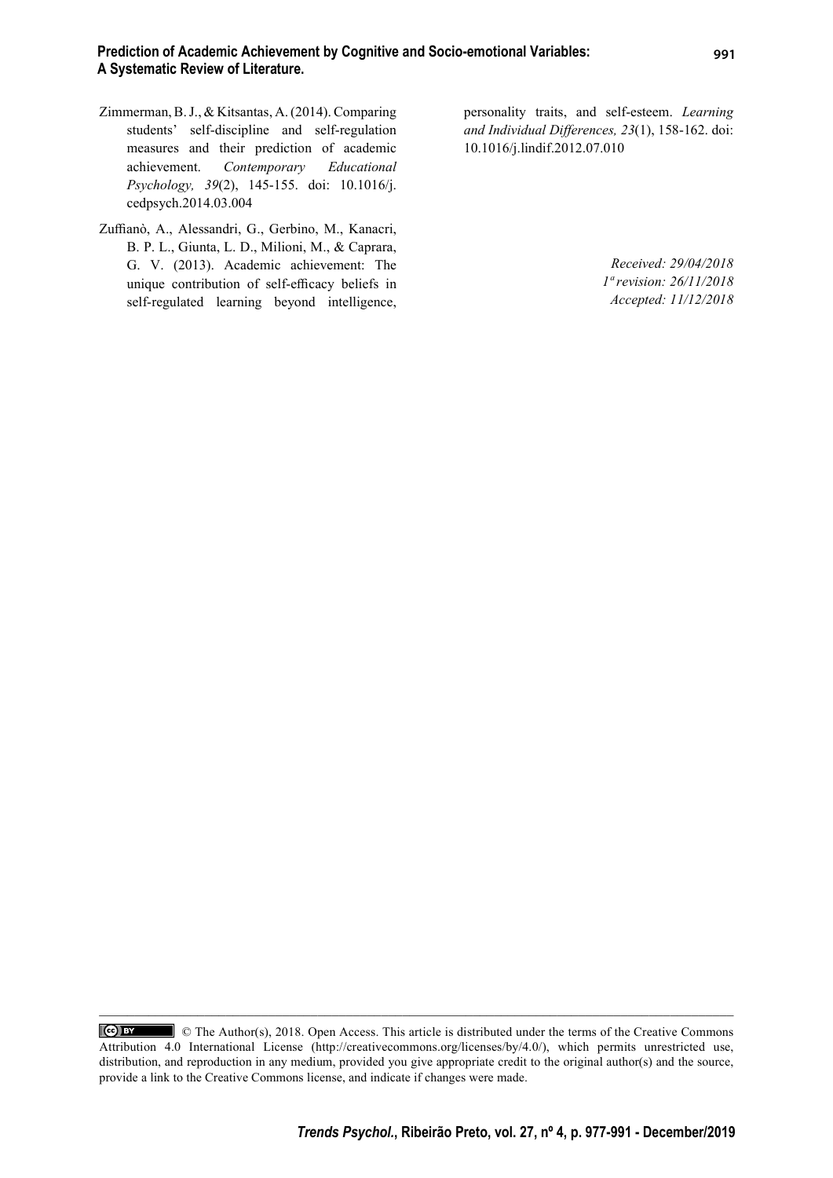Zimmerman, B. J., & Kitsantas, A. (2014). Comparing students' self-discipline and self-regulation measures and their prediction of academic achievement. *Contemporary Educational Psychology, 39*(2), 145-155. doi: 10.1016/j.cedpsych.2014.03.004

Zuffianò, A., Alessandri, G., Gerbino, M., Kanacri, B. P. L., Giunta, L. D., Milioni, M., & Caprara, G. V. (2013). Academic achievement: The unique contribution of self-efficacy beliefs in self-regulated learning beyond intelligence, personality traits, and self-esteem. *Learning and Individual Differences, 23*(1), 158-162. doi: 10.1016/j.lindif.2012.07.010

*Received: 29/04/2018*
*1ª revision: 26/11/2018*
*Accepted: 11/12/2018*

© The Author(s), 2018. Open Access. This article is distributed under the terms of the Creative Commons Attribution 4.0 International License (http://creativecommons.org/licenses/by/4.0/), which permits unrestricted use, distribution, and reproduction in any medium, provided you give appropriate credit to the original author(s) and the source, provide a link to the Creative Commons license, and indicate if changes were made.